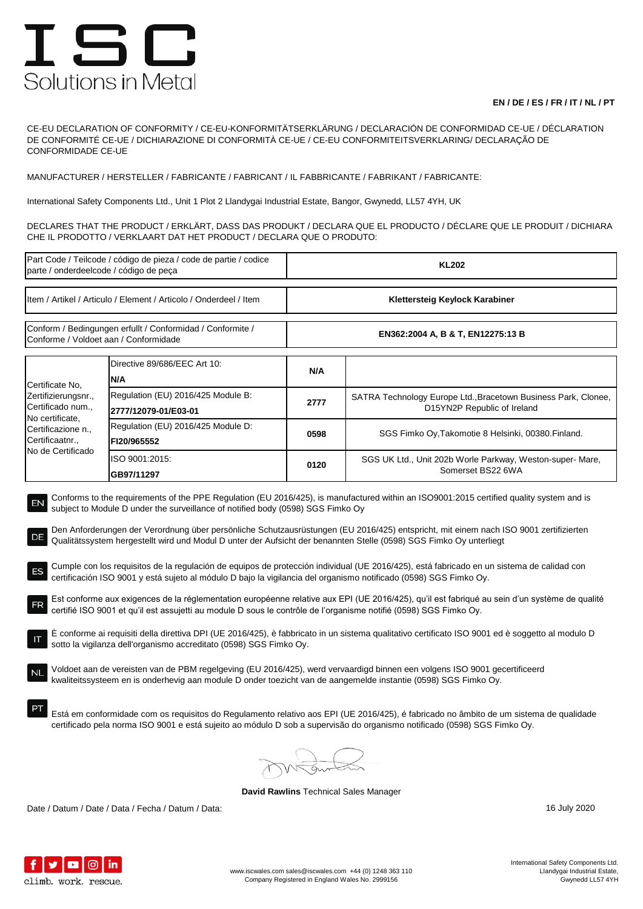# ISC
Solutions in Metal

**EN / DE / ES / FR / IT / NL / PT**

CE-EU DECLARATION OF CONFORMITY / CE-EU-KONFORMITÄTSERKLÄRUNG / DECLARACIÓN DE CONFORMIDAD CE-UE / DÉCLARATION DE CONFORMITÉ CE-UE / DICHIARAZIONE DI CONFORMITÀ CE-UE / CE-EU CONFORMITEITSVERKLARING/ DECLARAÇÃO DE CONFORMIDADE CE-UE

MANUFACTURER / HERSTELLER / FABRICANTE / FABRICANT / IL FABBRICANTE / FABRIKANT / FABRICANTE:

International Safety Components Ltd., Unit 1 Plot 2 Llandygai Industrial Estate, Bangor, Gwynedd, LL57 4YH, UK

DECLARES THAT THE PRODUCT / ERKLÄRT, DASS DAS PRODUKT / DECLARA QUE EL PRODUCTO / DÉCLARE QUE LE PRODUIT / DICHIARA CHE IL PRODOTTO / VERKLAART DAT HET PRODUCT / DECLARA QUE O PRODUTO:

| | |
|---|---|
| Part Code / Teilcode / código de pieza / code de partie / codice parte / onderdeelcode / código de peça | **KL202** |
| Item / Artikel / Articulo / Element / Articolo / Onderdeel / Item | **Klettersteig Keylock Karabiner** |
| Conform / Bedingungen erfullt / Conformidad / Conformite / Conforme / Voldoet aan / Conformidade | **EN362:2004 A, B & T, EN12275:13 B** |

| | | | |
|---|---|---|---|
| Certificate No, Zertifizierungsnr., Certificado num., No certificate, Certificazione n., Certificaatnr., No de Certificado | Directive 89/686/EEC Art 10: **N/A** | **N/A** | |
| | Regulation (EU) 2016/425 Module B: **2777/12079-01/E03-01** | **2777** | SATRA Technology Europe Ltd.,Bracetown Business Park, Clonee, D15YN2P Republic of Ireland |
| | Regulation (EU) 2016/425 Module D: **FI20/965552** | **0598** | SGS Fimko Oy,Takomotie 8 Helsinki, 00380.Finland. |
| | ISO 9001:2015: **GB97/11297** | **0120** | SGS UK Ltd., Unit 202b Worle Parkway, Weston-super- Mare, Somerset BS22 6WA |

**EN** Conforms to the requirements of the PPE Regulation (EU 2016/425), is manufactured within an ISO9001:2015 certified quality system and is subject to Module D under the surveillance of notified body (0598) SGS Fimko Oy

**DE** Den Anforderungen der Verordnung über persönliche Schutzausrüstungen (EU 2016/425) entspricht, mit einem nach ISO 9001 zertifizierten Qualitätssystem hergestellt wird und Modul D unter der Aufsicht der benannten Stelle (0598) SGS Fimko Oy unterliegt

**ES** Cumple con los requisitos de la regulación de equipos de protección individual (UE 2016/425), está fabricado en un sistema de calidad con certificación ISO 9001 y está sujeto al módulo D bajo la vigilancia del organismo notificado (0598) SGS Fimko Oy.

**FR** Est conforme aux exigences de la réglementation européenne relative aux EPI (UE 2016/425), qu'il est fabriqué au sein d'un système de qualité certifié ISO 9001 et qu'il est assujetti au module D sous le contrôle de l'organisme notifié (0598) SGS Fimko Oy.

**IT** È conforme ai requisiti della direttiva DPI (UE 2016/425), è fabbricato in un sistema qualitativo certificato ISO 9001 ed è soggetto al modulo D sotto la vigilanza dell'organismo accreditato (0598) SGS Fimko Oy.

**NL** Voldoet aan de vereisten van de PBM regelgeving (EU 2016/425), werd vervaardigd binnen een volgens ISO 9001 gecertificeerd kwaliteitssysteem en is onderhevig aan module D onder toezicht van de aangemelde instantie (0598) SGS Fimko Oy.

**PT** Está em conformidade com os requisitos do Regulamento relativo aos EPI (UE 2016/425), é fabricado no âmbito de um sistema de qualidade certificado pela norma ISO 9001 e está sujeito ao módulo D sob a supervisão do organismo notificado (0598) SGS Fimko Oy.

**David Rawlins** Technical Sales Manager

Date / Datum / Date / Data / Fecha / Datum / Data: 16 July 2020

climb. work. rescue.

www.iscwales.com sales@iscwales.com +44 (0) 1248 363 110
Company Registered in England Wales No. 2999156

International Safety Components Ltd.
Llandygai Industrial Estate,
Gwynedd LL57 4YH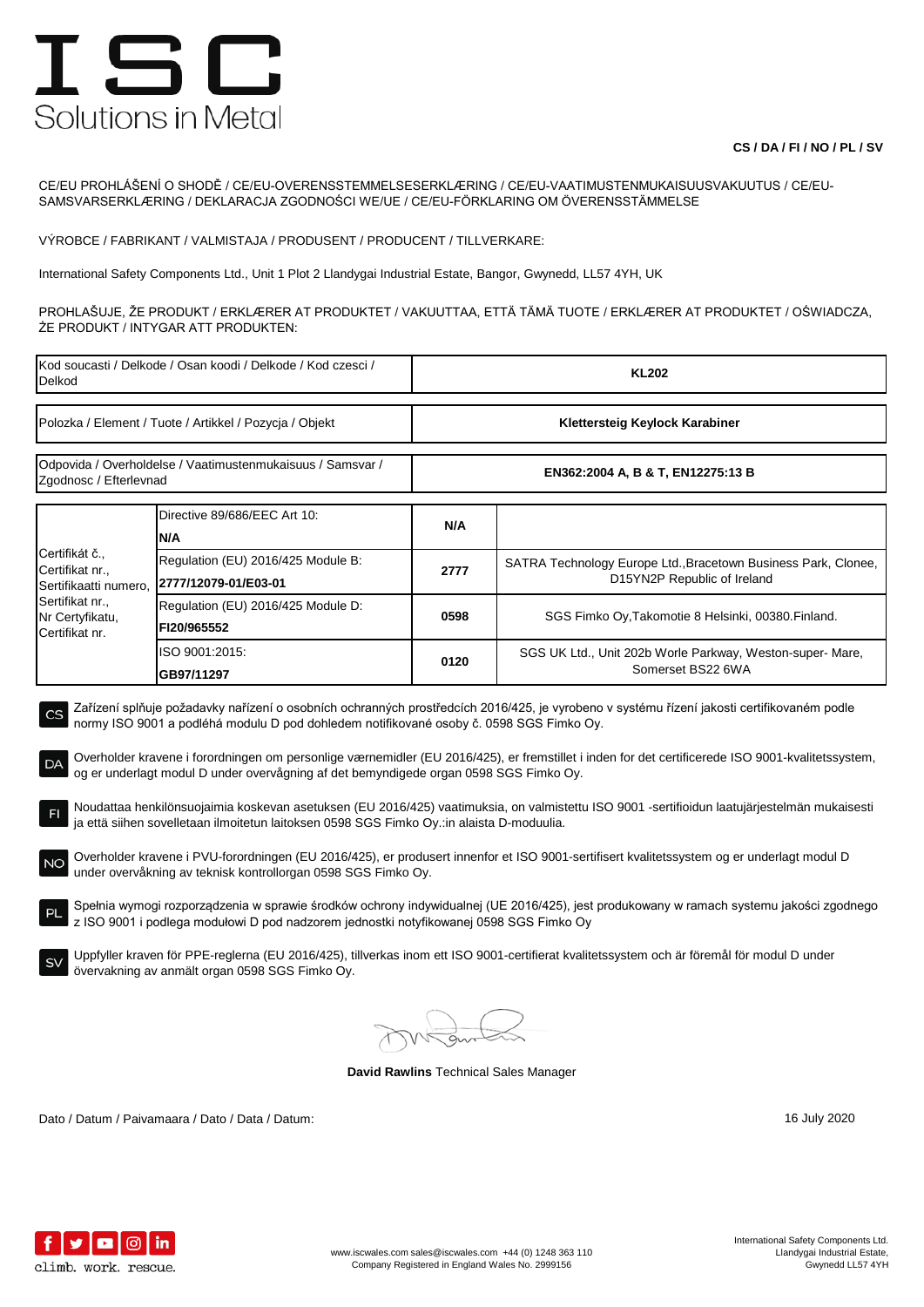# ISC
Solutions in Metal

**CS / DA / FI / NO / PL / SV**

CE/EU PROHLÁŠENÍ O SHODĚ / CE/EU-OVERENSSTEMMELSESERKLÆRING / CE/EU-VAATIMUSTENMUKAISUUSVAKUUTUS / CE/EU-SAMSVARSERKLÆRING / DEKLARACJA ZGODNOŚCI WE/UE / CE/EU-FÖRKLARING OM ÖVERENSSTÄMMELSE

VÝROBCE / FABRIKANT / VALMISTAJA / PRODUSENT / PRODUCENT / TILLVERKARE:

International Safety Components Ltd., Unit 1 Plot 2 Llandygai Industrial Estate, Bangor, Gwynedd, LL57 4YH, UK

PROHLAŠUJE, ŽE PRODUKT / ERKLÆRER AT PRODUKTET / VAKUUTTAA, ETTÄ TÄMÄ TUOTE / ERKLÆRER AT PRODUKTET / OŚWIADCZA, ŻE PRODUKT / INTYGAR ATT PRODUKTEN:

| | |
|---|---|
| Kod soucasti / Delkode / Osan koodi / Delkode / Kod czesci / Delkod | **KL202** |
| Polozka / Element / Tuote / Artikkel / Pozycja / Objekt | **Klettersteig Keylock Karabiner** |
| Odpovida / Overholdelse / Vaatimustenmukaisuus / Samsvar / Zgodnosc / Efterlevnad | **EN362:2004 A, B & T, EN12275:13 B** |

| | | | |
|---|---|---|---|
| Certifikát č., Certifikat nr., Sertifikaatti numero, Sertifikat nr., Nr Certyfikatu, Certifikat nr. | Directive 89/686/EEC Art 10: **N/A** | **N/A** | |
| | Regulation (EU) 2016/425 Module B: **2777/12079-01/E03-01** | **2777** | SATRA Technology Europe Ltd.,Bracetown Business Park, Clonee, D15YN2P Republic of Ireland |
| | Regulation (EU) 2016/425 Module D: **FI20/965552** | **0598** | SGS Fimko Oy,Takomotie 8 Helsinki, 00380.Finland. |
| | ISO 9001:2015: **GB97/11297** | **0120** | SGS UK Ltd., Unit 202b Worle Parkway, Weston-super- Mare, Somerset BS22 6WA |

**CS** Zařízení splňuje požadavky nařízení o osobních ochranných prostředcích 2016/425, je vyrobeno v systému řízení jakosti certifikovaném podle normy ISO 9001 a podléhá modulu D pod dohledem notifikované osoby č. 0598 SGS Fimko Oy.

**DA** Overholder kravene i forordningen om personlige værnemidler (EU 2016/425), er fremstillet i inden for det certificerede ISO 9001-kvalitetssystem, og er underlagt modul D under overvågning af det bemyndigede organ 0598 SGS Fimko Oy.

**FI** Noudattaa henkilönsuojaimia koskevan asetuksen (EU 2016/425) vaatimuksia, on valmistettu ISO 9001 -sertifioidun laatujärjestelmän mukaisesti ja että siihen sovelletaan ilmoitetun laitoksen 0598 SGS Fimko Oy.:in alaista D-moduulia.

**NO** Overholder kravene i PVU-forordningen (EU 2016/425), er produsert innenfor et ISO 9001-sertifisert kvalitetssystem og er underlagt modul D under overvåkning av teknisk kontrollorgan 0598 SGS Fimko Oy.

**PL** Spełnia wymogi rozporządzenia w sprawie środków ochrony indywidualnej (UE 2016/425), jest produkowany w ramach systemu jakości zgodnego z ISO 9001 i podlega modułowi D pod nadzorem jednostki notyfikowanej 0598 SGS Fimko Oy

**SV** Uppfyller kraven för PPE-reglerna (EU 2016/425), tillverkas inom ett ISO 9001-certifierat kvalitetssystem och är föremål för modul D under övervakning av anmält organ 0598 SGS Fimko Oy.

**David Rawlins** Technical Sales Manager

Dato / Datum / Paivamaara / Dato / Data / Datum: 16 July 2020

climb. work. rescue.

www.iscwales.com sales@iscwales.com +44 (0) 1248 363 110
Company Registered in England Wales No. 2999156

International Safety Components Ltd.
Llandygai Industrial Estate,
Gwynedd LL57 4YH